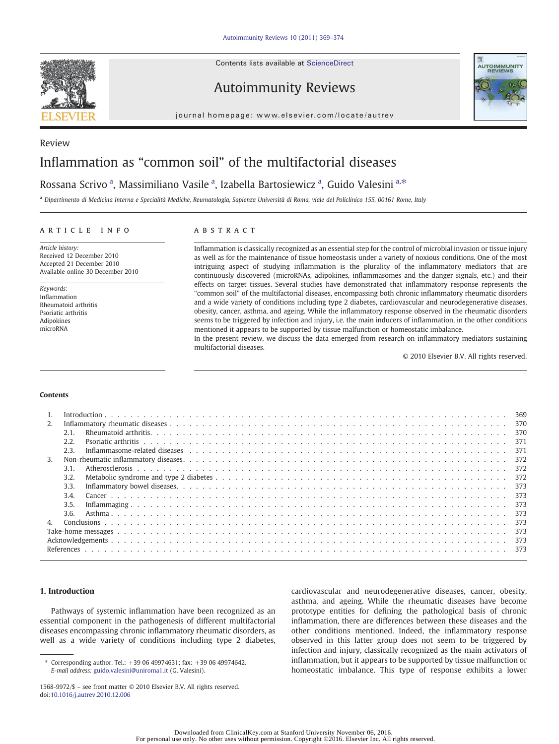Review

# Inflammation as "common soil" of the multifactorial diseases

Rossana Scrivo [a], Massimiliano Vasile [a], Izabella Bartosiewicz [a], Guido Valesini [a,*]

[a] Dipartimento di Medicina Interna e Specialità Mediche, Reumatologia, Sapienza Università di Roma, viale del Policlinico 155, 00161 Rome, Italy

## ARTICLE INFO

*Article history:*
Received 12 December 2010
Accepted 21 December 2010
Available online 30 December 2010

*Keywords:*
Inflammation
Rheumatoid arthritis
Psoriatic arthritis
Adipokines
microRNA

## ABSTRACT

Inflammation is classically recognized as an essential step for the control of microbial invasion or tissue injury as well as for the maintenance of tissue homeostasis under a variety of noxious conditions. One of the most intriguing aspect of studying inflammation is the plurality of the inflammatory mediators that are continuously discovered (microRNAs, adipokines, inflammasomes and the danger signals, etc.) and their effects on target tissues. Several studies have demonstrated that inflammatory response represents the "common soil" of the multifactorial diseases, encompassing both chronic inflammatory rheumatic disorders and a wide variety of conditions including type 2 diabetes, cardiovascular and neurodegenerative diseases, obesity, cancer, asthma, and ageing. While the inflammatory response observed in the rheumatic disorders seems to be triggered by infection and injury, i.e. the main inducers of inflammation, in the other conditions mentioned it appears to be supported by tissue malfunction or homeostatic imbalance.

In the present review, we discuss the data emerged from research on inflammatory mediators sustaining multifactorial diseases.

© 2010 Elsevier B.V. All rights reserved.

**Contents**

1. Introduction . . . 369
2. Inflammatory rheumatic diseases . . . 370
   2.1. Rheumatoid arthritis . . . 370
   2.2. Psoriatic arthritis . . . 371
   2.3. Inflammasome-related diseases . . . 371
3. Non-rheumatic inflammatory diseases . . . 372
   3.1. Atherosclerosis . . . 372
   3.2. Metabolic syndrome and type 2 diabetes . . . 372
   3.3. Inflammatory bowel diseases . . . 373
   3.4. Cancer . . . 373
   3.5. Inflammaging . . . 373
   3.6. Asthma . . . 373
4. Conclusions . . . 373

Take-home messages . . . 373
Acknowledgements . . . 373
References . . . 373

## 1. Introduction

Pathways of systemic inflammation have been recognized as an essential component in the pathogenesis of different multifactorial diseases encompassing chronic inflammatory rheumatic disorders, as well as a wide variety of conditions including type 2 diabetes, cardiovascular and neurodegenerative diseases, cancer, obesity, asthma, and ageing. While the rheumatic diseases have become prototype entities for defining the pathological basis of chronic inflammation, there are differences between these diseases and the other conditions mentioned. Indeed, the inflammatory response observed in this latter group does not seem to be triggered by infection and injury, classically recognized as the main activators of inflammation, but it appears to be supported by tissue malfunction or homeostatic imbalance. This type of response exhibits a lower

\* Corresponding author. Tel.: +39 06 49974631; fax: +39 06 49974642.
*E-mail address:* guido.valesini@uniroma1.it (G. Valesini).

1568-9972/$ – see front matter © 2010 Elsevier B.V. All rights reserved.
doi:10.1016/j.autrev.2010.12.006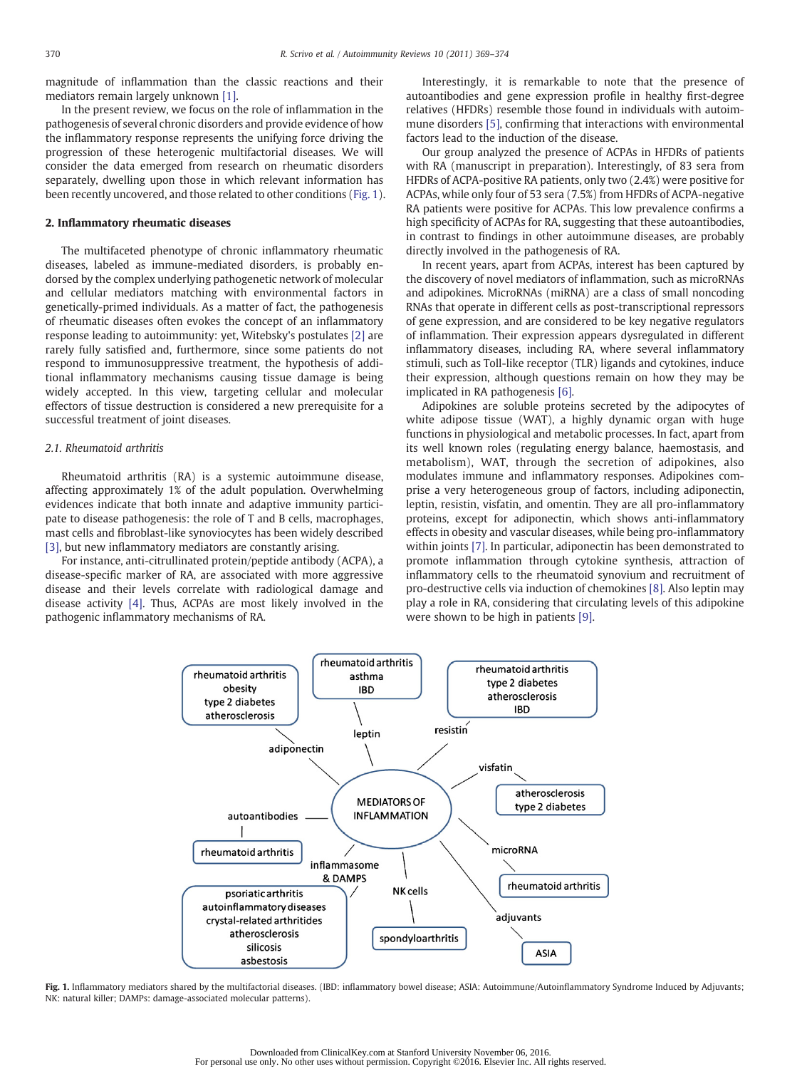magnitude of inflammation than the classic reactions and their mediators remain largely unknown [1].

In the present review, we focus on the role of inflammation in the pathogenesis of several chronic disorders and provide evidence of how the inflammatory response represents the unifying force driving the progression of these heterogenic multifactorial diseases. We will consider the data emerged from research on rheumatic disorders separately, dwelling upon those in which relevant information has been recently uncovered, and those related to other conditions (Fig. 1).

## 2. Inflammatory rheumatic diseases

The multifaceted phenotype of chronic inflammatory rheumatic diseases, labeled as immune-mediated disorders, is probably endorsed by the complex underlying pathogenetic network of molecular and cellular mediators matching with environmental factors in genetically-primed individuals. As a matter of fact, the pathogenesis of rheumatic diseases often evokes the concept of an inflammatory response leading to autoimmunity: yet, Witebsky's postulates [2] are rarely fully satisfied and, furthermore, since some patients do not respond to immunosuppressive treatment, the hypothesis of additional inflammatory mechanisms causing tissue damage is being widely accepted. In this view, targeting cellular and molecular effectors of tissue destruction is considered a new prerequisite for a successful treatment of joint diseases.

### 2.1. Rheumatoid arthritis

Rheumatoid arthritis (RA) is a systemic autoimmune disease, affecting approximately 1% of the adult population. Overwhelming evidences indicate that both innate and adaptive immunity participate to disease pathogenesis: the role of T and B cells, macrophages, mast cells and fibroblast-like synoviocytes has been widely described [3], but new inflammatory mediators are constantly arising.

For instance, anti-citrullinated protein/peptide antibody (ACPA), a disease-specific marker of RA, are associated with more aggressive disease and their levels correlate with radiological damage and disease activity [4]. Thus, ACPAs are most likely involved in the pathogenic inflammatory mechanisms of RA.

Interestingly, it is remarkable to note that the presence of autoantibodies and gene expression profile in healthy first-degree relatives (HFDRs) resemble those found in individuals with autoimmune disorders [5], confirming that interactions with environmental factors lead to the induction of the disease.

Our group analyzed the presence of ACPAs in HFDRs of patients with RA (manuscript in preparation). Interestingly, of 83 sera from HFDRs of ACPA-positive RA patients, only two (2.4%) were positive for ACPAs, while only four of 53 sera (7.5%) from HFDRs of ACPA-negative RA patients were positive for ACPAs. This low prevalence confirms a high specificity of ACPAs for RA, suggesting that these autoantibodies, in contrast to findings in other autoimmune diseases, are probably directly involved in the pathogenesis of RA.

In recent years, apart from ACPAs, interest has been captured by the discovery of novel mediators of inflammation, such as microRNAs and adipokines. MicroRNAs (miRNA) are a class of small noncoding RNAs that operate in different cells as post-transcriptional repressors of gene expression, and are considered to be key regulators of inflammation. Their expression appears dysregulated in different inflammatory diseases, including RA, where several inflammatory stimuli, such as Toll-like receptor (TLR) ligands and cytokines, induce their expression, although questions remain on how they may be implicated in RA pathogenesis [6].

Adipokines are soluble proteins secreted by the adipocytes of white adipose tissue (WAT), a highly dynamic organ with huge functions in physiological and metabolic processes. In fact, apart from its well known roles (regulating energy balance, haemostasis, and metabolism), WAT, through the secretion of adipokines, also modulates immune and inflammatory responses. Adipokines comprise a very heterogeneous group of factors, including adiponectin, leptin, resistin, visfatin, and omentin. They are all pro-inflammatory proteins, except for adiponectin, which shows anti-inflammatory effects in obesity and vascular diseases, while being pro-inflammatory within joints [7]. In particular, adiponectin has been demonstrated to promote inflammation through cytokine synthesis, attraction of inflammatory cells to the rheumatoid synovium and recruitment of pro-destructive cells via induction of chemokines [8]. Also leptin may play a role in RA, considering that circulating levels of this adipokine were shown to be high in patients [9].

**Fig. 1.** Inflammatory mediators shared by the multifactorial diseases. (IBD: inflammatory bowel disease; ASIA: Autoimmune/Autoinflammatory Syndrome Induced by Adjuvants; NK: natural killer; DAMPs: damage-associated molecular patterns).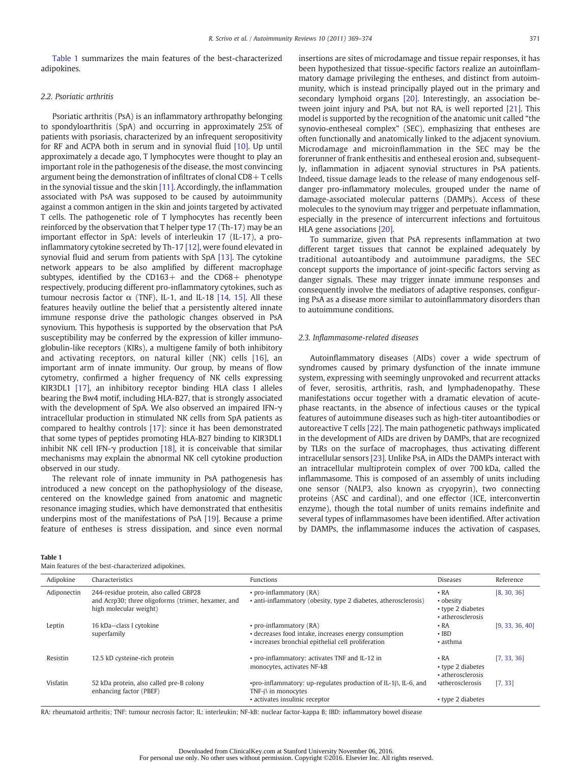Table 1 summarizes the main features of the best-characterized adipokines.

### 2.2. Psoriatic arthritis

Psoriatic arthritis (PsA) is an inflammatory arthropathy belonging to spondyloarthritis (SpA) and occurring in approximately 25% of patients with psoriasis, characterized by an infrequent seropositivity for RF and ACPA both in serum and in synovial fluid [10]. Up until approximately a decade ago, T lymphocytes were thought to play an important role in the pathogenesis of the disease, the most convincing argument being the demonstration of infiltrates of clonal CD8+ T cells in the synovial tissue and the skin [11]. Accordingly, the inflammation associated with PsA was supposed to be caused by autoimmunity against a common antigen in the skin and joints targeted by activated T cells. The pathogenetic role of T lymphocytes has recently been reinforced by the observation that T helper type 17 (Th-17) may be an important effector in SpA: levels of interleukin 17 (IL-17), a pro-inflammatory cytokine secreted by Th-17 [12], were found elevated in synovial fluid and serum from patients with SpA [13]. The cytokine network appears to be also amplified by different macrophage subtypes, identified by the CD163+ and the CD68+ phenotype respectively, producing different pro-inflammatory cytokines, such as tumour necrosis factor α (TNF), IL-1, and IL-18 [14, 15]. All these features heavily outline the belief that a persistently altered innate immune response drive the pathologic changes observed in PsA synovium. This hypothesis is supported by the observation that PsA susceptibility may be conferred by the expression of killer immunoglobulin-like receptors (KIRs), a multigene family of both inhibitory and activating receptors, on natural killer (NK) cells [16], an important arm of innate immunity. Our group, by means of flow cytometry, confirmed a higher frequency of NK cells expressing KIR3DL1 [17], an inhibitory receptor binding HLA class I alleles bearing the Bw4 motif, including HLA-B27, that is strongly associated with the development of SpA. We also observed an impaired IFN-γ intracellular production in stimulated NK cells from SpA patients as compared to healthy controls [17]: since it has been demonstrated that some types of peptides promoting HLA-B27 binding to KIR3DL1 inhibit NK cell IFN-γ production [18], it is conceivable that similar mechanisms may explain the abnormal NK cell cytokine production observed in our study.

The relevant role of innate immunity in PsA pathogenesis has introduced a new concept on the pathophysiology of the disease, centered on the knowledge gained from anatomic and magnetic resonance imaging studies, which have demonstrated that enthesitis underpins most of the manifestations of PsA [19]. Because a prime feature of entheses is stress dissipation, and since even normal insertions are sites of microdamage and tissue repair responses, it has been hypothesized that tissue-specific factors realize an autoinflammatory damage privileging the entheses, and distinct from autoimmunity, which is instead principally played out in the primary and secondary lymphoid organs [20]. Interestingly, an association between joint injury and PsA, but not RA, is well reported [21]. This model is supported by the recognition of the anatomic unit called "the synovio-entheseal complex" (SEC), emphasizing that entheses are often functionally and anatomically linked to the adjacent synovium. Microdamage and microinflammation in the SEC may be the forerunner of frank enthesitis and entheseal erosion and, subsequently, inflammation in adjacent synovial structures in PsA patients. Indeed, tissue damage leads to the release of many endogenous self-danger pro-inflammatory molecules, grouped under the name of damage-associated molecular patterns (DAMPs). Access of these molecules to the synovium may trigger and perpetuate inflammation, especially in the presence of intercurrent infections and fortuitous HLA gene associations [20].

To summarize, given that PsA represents inflammation at two different target tissues that cannot be explained adequately by traditional autoantibody and autoimmune paradigms, the SEC concept supports the importance of joint-specific factors serving as danger signals. These may trigger innate immune responses and consequently involve the mediators of adaptive responses, configuring PsA as a disease more similar to autoinflammatory disorders than to autoimmune conditions.

### 2.3. Inflammasome-related diseases

Autoinflammatory diseases (AIDs) cover a wide spectrum of syndromes caused by primary dysfunction of the innate immune system, expressing with seemingly unprovoked and recurrent attacks of fever, serositis, arthritis, rash, and lymphadenopathy. These manifestations occur together with a dramatic elevation of acute-phase reactants, in the absence of infectious causes or the typical features of autoimmune diseases such as high-titer autoantibodies or autoreactive T cells [22]. The main pathogenetic pathways implicated in the development of AIDs are driven by DAMPs, that are recognized by TLRs on the surface of macrophages, thus activating different intracellular sensors [23]. Unlike PsA, in AIDs the DAMPs interact with an intracellular multiprotein complex of over 700 kDa, called the inflammasome. This is composed of an assembly of units including one sensor (NALP3, also known as cryopyrin), two connecting proteins (ASC and cardinal), and one effector (ICE, interconvertin enzyme), though the total number of units remains indefinite and several types of inflammasomes have been identified. After activation by DAMPs, the inflammasome induces the activation of caspases,

**Table 1**
Main features of the best-characterized adipokines.

| Adipokine | Characteristics | Functions | Diseases | Reference |
|---|---|---|---|---|
| Adiponectin | 244-residue protein, also called GBP28 and Acrp30; three oligoforms (trimer, hexamer, and high molecular weight) | • pro-inflammatory (RA)<br>• anti-inflammatory (obesity, type 2 diabetes, atherosclerosis) | • RA<br>• obesity<br>• type 2 diabetes<br>• atherosclerosis | [8, 30, 36] |
| Leptin | 16 kDa—class I cytokine superfamily | • pro-inflammatory (RA)<br>• decreases food intake, increases energy consumption<br>• increases bronchial epithelial cell proliferation | • RA<br>• IBD<br>• asthma | [9, 33, 36, 40] |
| Resistin | 12.5 kD cysteine-rich protein | • pro-inflammatory: activates TNF and IL-12 in monocytes, activates NF-kB | • RA<br>• type 2 diabetes<br>• atherosclerosis | [7, 33, 36] |
| Visfatin | 52 kDa protein, also called pre-B colony enhancing factor (PBEF) | •pro-inflammatory: up-regulates production of IL-1β, IL-6, and TNF-β in monocytes<br>• activates insulinic receptor | •atherosclerosis<br><br>• type 2 diabetes | [7, 33] |

RA: rheumatoid arthritis; TNF: tumour necrosis factor; IL: interleukin; NF-kB: nuclear factor-kappa B; IBD: inflammatory bowel disease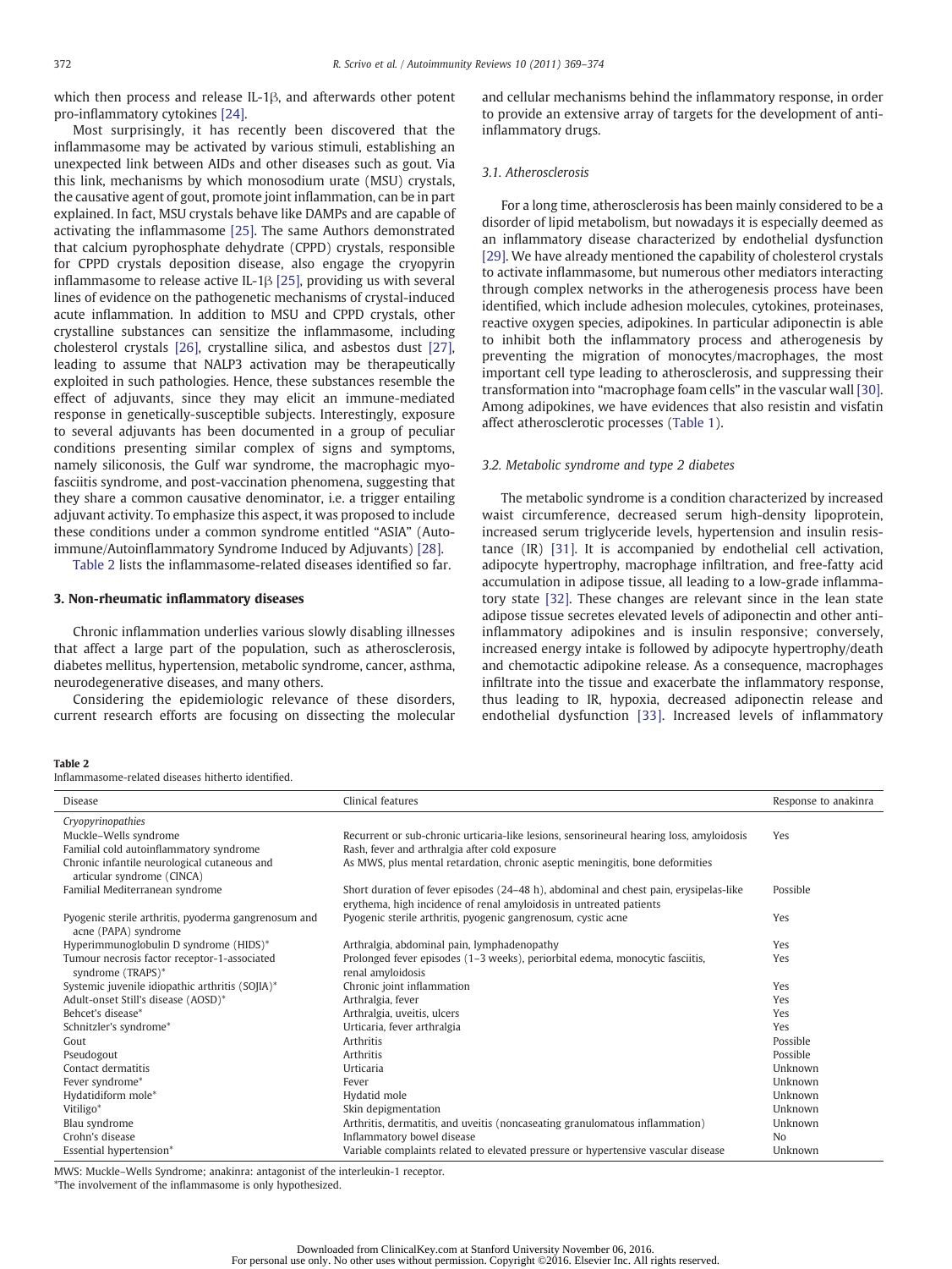which then process and release IL-1β, and afterwards other potent pro-inflammatory cytokines [24].

Most surprisingly, it has recently been discovered that the inflammasome may be activated by various stimuli, establishing an unexpected link between AIDs and other diseases such as gout. Via this link, mechanisms by which monosodium urate (MSU) crystals, the causative agent of gout, promote joint inflammation, can be in part explained. In fact, MSU crystals behave like DAMPs and are capable of activating the inflammasome [25]. The same Authors demonstrated that calcium pyrophosphate dehydrate (CPPD) crystals, responsible for CPPD crystals deposition disease, also engage the cryopyrin inflammasome to release active IL-1β [25], providing us with several lines of evidence on the pathogenetic mechanisms of crystal-induced acute inflammation. In addition to MSU and CPPD crystals, other crystalline substances can sensitize the inflammasome, including cholesterol crystals [26], crystalline silica, and asbestos dust [27], leading to assume that NALP3 activation may be therapeutically exploited in such pathologies. Hence, these substances resemble the effect of adjuvants, since they may elicit an immune-mediated response in genetically-susceptible subjects. Interestingly, exposure to several adjuvants has been documented in a group of peculiar conditions presenting similar complex of signs and symptoms, namely siliconosis, the Gulf war syndrome, the macrophagic myofasciitis syndrome, and post-vaccination phenomena, suggesting that they share a common causative denominator, i.e. a trigger entailing adjuvant activity. To emphasize this aspect, it was proposed to include these conditions under a common syndrome entitled "ASIA" (Autoimmune/Autoinflammatory Syndrome Induced by Adjuvants) [28].

Table 2 lists the inflammasome-related diseases identified so far.

## 3. Non-rheumatic inflammatory diseases

Chronic inflammation underlies various slowly disabling illnesses that affect a large part of the population, such as atherosclerosis, diabetes mellitus, hypertension, metabolic syndrome, cancer, asthma, neurodegenerative diseases, and many others.

Considering the epidemiologic relevance of these disorders, current research efforts are focusing on dissecting the molecular and cellular mechanisms behind the inflammatory response, in order to provide an extensive array of targets for the development of anti-inflammatory drugs.

### 3.1. Atherosclerosis

For a long time, atherosclerosis has been mainly considered to be a disorder of lipid metabolism, but nowadays it is especially deemed as an inflammatory disease characterized by endothelial dysfunction [29]. We have already mentioned the capability of cholesterol crystals to activate inflammasome, but numerous other mediators interacting through complex networks in the atherogenesis process have been identified, which include adhesion molecules, cytokines, proteinases, reactive oxygen species, adipokines. In particular adiponectin is able to inhibit both the inflammatory process and atherogenesis by preventing the migration of monocytes/macrophages, the most important cell type leading to atherosclerosis, and suppressing their transformation into "macrophage foam cells" in the vascular wall [30]. Among adipokines, we have evidences that also resistin and visfatin affect atherosclerotic processes (Table 1).

### 3.2. Metabolic syndrome and type 2 diabetes

The metabolic syndrome is a condition characterized by increased waist circumference, decreased serum high-density lipoprotein, increased serum triglyceride levels, hypertension and insulin resistance (IR) [31]. It is accompanied by endothelial cell activation, adipocyte hypertrophy, macrophage infiltration, and free-fatty acid accumulation in adipose tissue, all leading to a low-grade inflammatory state [32]. These changes are relevant since in the lean state adipose tissue secretes elevated levels of adiponectin and other anti-inflammatory adipokines and is insulin responsive; conversely, increased energy intake is followed by adipocyte hypertrophy/death and chemotactic adipokine release. As a consequence, macrophages infiltrate into the tissue and exacerbate the inflammatory response, thus leading to IR, hypoxia, decreased adiponectin release and endothelial dysfunction [33]. Increased levels of inflammatory

**Table 2**
Inflammasome-related diseases hitherto identified.

| Disease | Clinical features | Response to anakinra |
|---|---|---|
| *Cryopyrinopathies* | | |
| Muckle–Wells syndrome | Recurrent or sub-chronic urticaria-like lesions, sensorineural hearing loss, amyloidosis | Yes |
| Familial cold autoinflammatory syndrome | Rash, fever and arthralgia after cold exposure | |
| Chronic infantile neurological cutaneous and articular syndrome (CINCA) | As MWS, plus mental retardation, chronic aseptic meningitis, bone deformities | |
| Familial Mediterranean syndrome | Short duration of fever episodes (24–48 h), abdominal and chest pain, erysipelas-like erythema, high incidence of renal amyloidosis in untreated patients | Possible |
| Pyogenic sterile arthritis, pyoderma gangrenosum and acne (PAPA) syndrome | Pyogenic sterile arthritis, pyogenic gangrenosum, cystic acne | Yes |
| Hyperimmunoglobulin D syndrome (HIDS)* | Arthralgia, abdominal pain, lymphadenopathy | Yes |
| Tumour necrosis factor receptor-1-associated syndrome (TRAPS)* | Prolonged fever episodes (1–3 weeks), periorbital edema, monocytic fasciitis, renal amyloidosis | Yes |
| Systemic juvenile idiopathic arthritis (SOJIA)* | Chronic joint inflammation | Yes |
| Adult-onset Still's disease (AOSD)* | Arthralgia, fever | Yes |
| Behcet's disease* | Arthralgia, uveitis, ulcers | Yes |
| Schnitzler's syndrome* | Urticaria, fever arthralgia | Yes |
| Gout | Arthritis | Possible |
| Pseudogout | Arthritis | Possible |
| Contact dermatitis | Urticaria | Unknown |
| Fever syndrome* | Fever | Unknown |
| Hydatidiform mole* | Hydatid mole | Unknown |
| Vitiligo* | Skin depigmentation | Unknown |
| Blau syndrome | Arthritis, dermatitis, and uveitis (noncaseating granulomatous inflammation) | Unknown |
| Crohn's disease | Inflammatory bowel disease | No |
| Essential hypertension* | Variable complaints related to elevated pressure or hypertensive vascular disease | Unknown |

MWS: Muckle–Wells Syndrome; anakinra: antagonist of the interleukin-1 receptor.
*The involvement of the inflammasome is only hypothesized.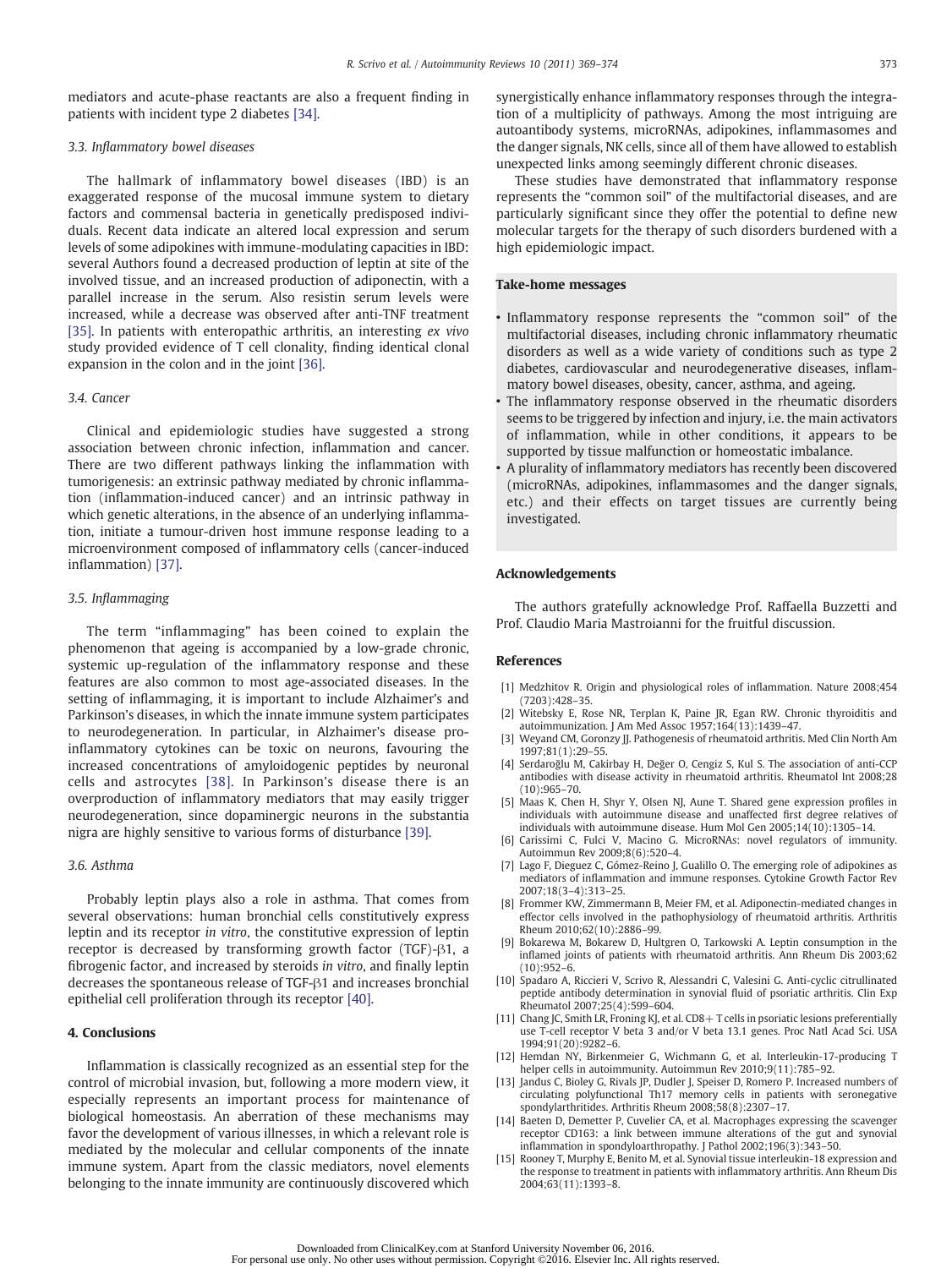mediators and acute-phase reactants are also a frequent finding in patients with incident type 2 diabetes [34].

### 3.3. Inflammatory bowel diseases

The hallmark of inflammatory bowel diseases (IBD) is an exaggerated response of the mucosal immune system to dietary factors and commensal bacteria in genetically predisposed individuals. Recent data indicate an altered local expression and serum levels of some adipokines with immune-modulating capacities in IBD: several Authors found a decreased production of leptin at site of the involved tissue, and an increased production of adiponectin, with a parallel increase in the serum. Also resistin serum levels were increased, while a decrease was observed after anti-TNF treatment [35]. In patients with enteropathic arthritis, an interesting *ex vivo* study provided evidence of T cell clonality, finding identical clonal expansion in the colon and in the joint [36].

### 3.4. Cancer

Clinical and epidemiologic studies have suggested a strong association between chronic infection, inflammation and cancer. There are two different pathways linking the inflammation with tumorigenesis: an extrinsic pathway mediated by chronic inflammation (inflammation-induced cancer) and an intrinsic pathway in which genetic alterations, in the absence of an underlying inflammation, initiate a tumour-driven host immune response leading to a microenvironment composed of inflammatory cells (cancer-induced inflammation) [37].

### 3.5. Inflammaging

The term "inflammaging" has been coined to explain the phenomenon that ageing is accompanied by a low-grade chronic, systemic up-regulation of the inflammatory response and these features are also common to most age-associated diseases. In the setting of inflammaging, it is important to include Alzhaimer's and Parkinson's diseases, in which the innate immune system participates to neurodegeneration. In particular, in Alzheimer's disease pro-inflammatory cytokines can be toxic on neurons, favouring the increased concentrations of amyloidogenic peptides by neuronal cells and astrocytes [38]. In Parkinson's disease there is an overproduction of inflammatory mediators that may easily trigger neurodegeneration, since dopaminergic neurons in the substantia nigra are highly sensitive to various forms of disturbance [39].

### 3.6. Asthma

Probably leptin plays also a role in asthma. That comes from several observations: human bronchial cells constitutively express leptin and its receptor *in vitro*, the constitutive expression of leptin receptor is decreased by transforming growth factor (TGF)-$\beta$1, a fibrogenic factor, and increased by steroids *in vitro*, and finally leptin decreases the spontaneous release of TGF-$\beta$1 and increases bronchial epithelial cell proliferation through its receptor [40].

## 4. Conclusions

Inflammation is classically recognized as an essential step for the control of microbial invasion, but, following a more modern view, it especially represents an important process for maintenance of biological homeostasis. An aberration of these mechanisms may favor the development of various illnesses, in which a relevant role is mediated by the molecular and cellular components of the innate immune system. Apart from the classic mediators, novel elements belonging to the innate immunity are continuously discovered which synergistically enhance inflammatory responses through the integration of a multiplicity of pathways. Among the most intriguing are autoantibody systems, microRNAs, adipokines, inflammasomes and the danger signals, NK cells, since all of them have allowed to establish unexpected links among seemingly different chronic diseases.

These studies have demonstrated that inflammatory response represents the "common soil" of the multifactorial diseases, and are particularly significant since they offer the potential to define new molecular targets for the therapy of such disorders burdened with a high epidemiologic impact.

## Take-home messages

- Inflammatory response represents the "common soil" of the multifactorial diseases, including chronic inflammatory rheumatic disorders as well as a wide variety of conditions such as type 2 diabetes, cardiovascular and neurodegenerative diseases, inflammatory bowel diseases, obesity, cancer, asthma, and ageing.
- The inflammatory response observed in the rheumatic disorders seems to be triggered by infection and injury, i.e. the main activators of inflammation, while in other conditions, it appears to be supported by tissue malfunction or homeostatic imbalance.
- A plurality of inflammatory mediators has recently been discovered (microRNAs, adipokines, inflammasomes and the danger signals, etc.) and their effects on target tissues are currently being investigated.

## Acknowledgements

The authors gratefully acknowledge Prof. Raffaella Buzzetti and Prof. Claudio Maria Mastroianni for the fruitful discussion.

## References

[1] Medzhitov R. Origin and physiological roles of inflammation. Nature 2008;454 (7203):428–35.

[2] Witebsky E, Rose NR, Terplan K, Paine JR, Egan RW. Chronic thyroiditis and autoimmunization. J Am Med Assoc 1957;164(13):1439–47.

[3] Weyand CM, Goronzy JJ. Pathogenesis of rheumatoid arthritis. Med Clin North Am 1997;81(1):29–55.

[4] Serdaroğlu M, Cakirbay H, Değer O, Cengiz S, Kul S. The association of anti-CCP antibodies with disease activity in rheumatoid arthritis. Rheumatol Int 2008;28 (10):965–70.

[5] Maas K, Chen H, Shyr Y, Olsen NJ, Aune T. Shared gene expression profiles in individuals with autoimmune disease and unaffected first degree relatives of individuals with autoimmune disease. Hum Mol Gen 2005;14(10):1305–14.

[6] Carissimi C, Fulci V, Macino G. MicroRNAs: novel regulators of immunity. Autoimmun Rev 2009;8(6):520–4.

[7] Lago F, Dieguez C, Gómez-Reino J, Gualillo O. The emerging role of adipokines as mediators of inflammation and immune responses. Cytokine Growth Factor Rev 2007;18(3–4):313–25.

[8] Frommer KW, Zimmermann B, Meier FM, et al. Adiponectin-mediated changes in effector cells involved in the pathophysiology of rheumatoid arthritis. Arthritis Rheum 2010;62(10):2886–99.

[9] Bokarewa M, Bokarew D, Hultgren O, Tarkowski A. Leptin consumption in the inflamed joints of patients with rheumatoid arthritis. Ann Rheum Dis 2003;62 (10):952–6.

[10] Spadaro A, Riccieri V, Scrivo R, Alessandri C, Valesini G. Anti-cyclic citrullinated peptide antibody determination in synovial fluid of psoriatic arthritis. Clin Exp Rheumatol 2007;25(4):599–604.

[11] Chang JC, Smith LR, Froning KJ, et al. CD8+ T cells in psoriatic lesions preferentially use T-cell receptor V beta 3 and/or V beta 13.1 genes. Proc Natl Acad Sci. USA 1994;91(20):9282–6.

[12] Hemdan NY, Birkenmeier G, Wichmann G, et al. Interleukin-17-producing T helper cells in autoimmunity. Autoimmun Rev 2010;9(11):785–92.

[13] Jandus C, Bioley G, Rivals JP, Dudler J, Speiser D, Romero P. Increased numbers of circulating polyfunctional Th17 memory cells in patients with seronegative spondylarthritides. Arthritis Rheum 2008;58(8):2307–17.

[14] Baeten D, Demetter P, Cuvelier CA, et al. Macrophages expressing the scavenger receptor CD163: a link between immune alterations of the gut and synovial inflammation in spondyloarthropathy. J Pathol 2002;196(3):343–50.

[15] Rooney T, Murphy E, Benito M, et al. Synovial tissue interleukin-18 expression and the response to treatment in patients with inflammatory arthritis. Ann Rheum Dis 2004;63(11):1393–8.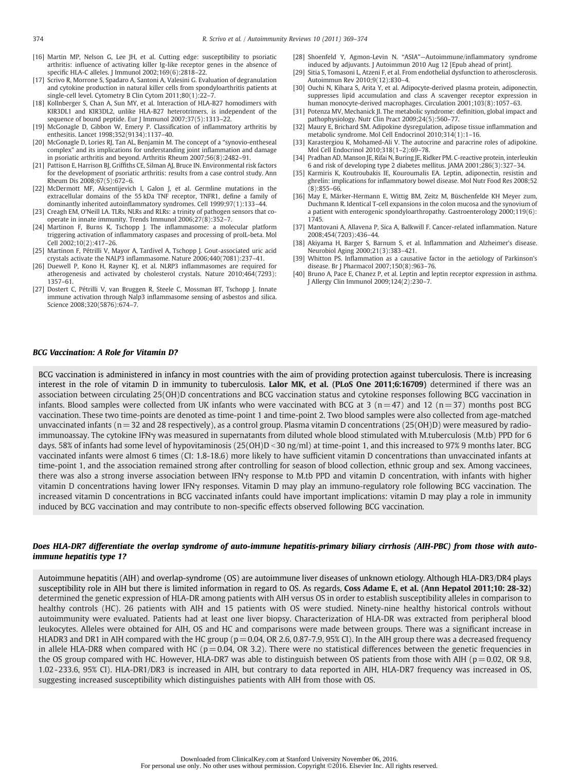[16] Martin MP, Nelson G, Lee JH, et al. Cutting edge: susceptibility to psoriatic arthritis: influence of activating killer Ig-like receptor genes in the absence of specific HLA-C alleles. J Immunol 2002;169(6):2818–22.

[17] Scrivo R, Morrone S, Spadaro A, Santoni A, Valesini G. Evaluation of degranulation and cytokine production in natural killer cells from spondyloarthritis patients at single-cell level. Cytometry B Clin Cytom 2011;80(1):22–7.

[18] Kollnberger S, Chan A, Sun MY, et al. Interaction of HLA-B27 homodimers with KIR3DL1 and KIR3DL2, unlike HLA-B27 heterotrimers, is independent of the sequence of bound peptide. Eur J Immunol 2007;37(5):1313–22.

[19] McGonagle D, Gibbon W, Emery P. Classification of inflammatory arthritis by enthesitis. Lancet 1998;352(9134):1137–40.

[20] McGonagle D, Lories RJ, Tan AL, Benjamin M. The concept of a "synovio-entheseal complex" and its implications for understanding joint inflammation and damage in psoriatic arthritis and beyond. Arthritis Rheum 2007;56(8):2482–91.

[21] Pattison E, Harrison BJ, Griffiths CE, Silman AJ, Bruce IN. Environmental risk factors for the development of psoriatic arthritis: results from a case control study. Ann Rheum Dis 2008;67(5):672–6.

[22] McDermott MF, Aksentijevich I, Galon J, et al. Germline mutations in the extracellular domains of the 55 kDa TNF receptor, TNFR1, define a family of dominantly inherited autoinflammatory syndromes. Cell 1999;97(1):133–44.

[23] Creagh EM, O'Neill LA. TLRs, NLRs and RLRs: a trinity of pathogen sensors that co-operate in innate immunity. Trends Immunol 2006;27(8):352–7.

[24] Martinon F, Burns K, Tschopp J. The inflammasome: a molecular platform triggering activation of inflammatory caspases and processing of proIL-beta. Mol Cell 2002;10(2):417–26.

[25] Martinon F, Pétrilli V, Mayor A, Tardivel A, Tschopp J. Gout-associated uric acid crystals activate the NALP3 inflammasome. Nature 2006;440(7081):237–41.

[26] Duewell P, Kono H, Rayner KJ, et al. NLRP3 inflammasomes are required for atherogenesis and activated by cholesterol crystals. Nature 2010;464(7293):1357–61.

[27] Dostert C, Pétrilli V, van Bruggen R, Steele C, Mossman BT, Tschopp J. Innate immune activation through Nalp3 inflammasome sensing of asbestos and silica. Science 2008;320(5876):674–7.

[28] Shoenfeld Y, Agmon-Levin N. "ASIA"—Autoimmune/inflammatory syndrome induced by adjuvants. J Autoimmun 2010 Aug 12 [Epub ahead of print].

[29] Sitia S, Tomasoni L, Atzeni F, et al. From endothelial dysfunction to atherosclerosis. Autoimmun Rev 2010;9(12):830–4.

[30] Ouchi N, Kihara S, Arita Y, et al. Adipocyte-derived plasma protein, adiponectin, suppresses lipid accumulation and class A scavenger receptor expression in human monocyte-derived macrophages. Circulation 2001;103(8):1057–63.

[31] Potenza MV, Mechanick JI. The metabolic syndrome: definition, global impact and pathophysiology. Nutr Clin Pract 2009;24(5):560–77.

[32] Maury E, Brichard SM. Adipokine dysregulation, adipose tissue inflammation and metabolic syndrome. Mol Cell Endocrinol 2010;314(1):1–16.

[33] Karastergiou K, Mohamed-Ali V. The autocrine and paracrine roles of adipokine. Mol Cell Endocrinol 2010;318(1–2):69–78.

[34] Pradhan AD, Manson JE, Rifai N, Buring JE, Ridker PM. C-reactive protein, interleukin 6 and risk of developing type 2 diabetes mellitus. JAMA 2001;286(3):327–34.

[35] Karmiris K, Koutroubakis IE, Kouroumalis EA. Leptin, adiponectin, resistin and ghrelin: implications for inflammatory bowel disease. Mol Nutr Food Res 2008;52(8):855–66.

[36] May E, Märker-Hermann E, Wittig BM, Zeitz M, Büschenfelde KH Meyer zum, Duchmann R. Identical T-cell expansions in the colon mucosa and the synovium of a patient with enterogenic spondyloarthropathy. Gastroenterology 2000;119(6):1745.

[37] Mantovani A, Allavena P, Sica A, Balkwill F. Cancer-related inflammation. Nature 2008;454(7203):436–44.

[38] Akiyama H, Barger S, Barnum S, et al. Inflammation and Alzheimer's disease. Neurobiol Aging 2000;21(3):383–421.

[39] Whitton PS. Inflammation as a causative factor in the aetiology of Parkinson's disease. Br J Pharmacol 2007;150(8):963–76.

[40] Bruno A, Pace E, Chanez P, et al. Leptin and leptin receptor expression in asthma. J Allergy Clin Immunol 2009;124(2):230–7.

### *BCG Vaccination: A Role for Vitamin D?*

BCG vaccination is administered in infancy in most countries with the aim of providing protection against tuberculosis. There is increasing interest in the role of vitamin D in immunity to tuberculosis. **Lalor MK, et al. (PLoS One 2011;6:16709)** determined if there was an association between circulating 25(OH)D concentrations and BCG vaccination status and cytokine responses following BCG vaccination in infants. Blood samples were collected from UK infants who were vaccinated with BCG at 3 ($n=47$) and 12 ($n=37$) months post BCG vaccination. These two time-points are denoted as time-point 1 and time-point 2. Two blood samples were also collected from age-matched unvaccinated infants ($n=32$ and 28 respectively), as a control group. Plasma vitamin D concentrations (25(OH)D) were measured by radio-immunoassay. The cytokine IFNγ was measured in supernatants from diluted whole blood stimulated with M.tuberculosis (M.tb) PPD for 6 days. 58% of infants had some level of hypovitaminosis (25(OH)D <30 ng/ml) at time-point 1, and this increased to 97% 9 months later. BCG vaccinated infants were almost 6 times (CI: 1.8-18.6) more likely to have sufficient vitamin D concentrations than unvaccinated infants at time-point 1, and the association remained strong after controlling for season of blood collection, ethnic group and sex. Among vaccinees, there was also a strong inverse association between IFNγ response to M.tb PPD and vitamin D concentration, with infants with higher vitamin D concentrations having lower IFNγ responses. Vitamin D may play an immuno-regulatory role following BCG vaccination. The increased vitamin D concentrations in BCG vaccinated infants could have important implications: vitamin D may play a role in immunity induced by BCG vaccination and may contribute to non-specific effects observed following BCG vaccination.

### *Does HLA-DR7 differentiate the overlap syndrome of auto-immune hepatitis-primary biliary cirrhosis (AIH-PBC) from those with auto-immune hepatitis type 1?*

Autoimmune hepatitis (AIH) and overlap-syndrome (OS) are autoimmune liver diseases of unknown etiology. Although HLA-DR3/DR4 plays susceptibility role in AIH but there is limited information in regard to OS. As regards, **Coss Adame E, et al. (Ann Hepatol 2011;10: 28-32)** determined the genetic expression of HLA-DR among patients with AIH versus OS in order to establish susceptibility alleles in comparison to healthy controls (HC). 26 patients with AIH and 15 patients with OS were studied. Ninety-nine healthy historical controls without autoimmunity were evaluated. Patients had at least one liver biopsy. Characterization of HLA-DR was extracted from peripheral blood leukocytes. Alleles were obtained for AIH, OS and HC and comparisons were made between groups. There was a significant increase in HLADR3 and DR1 in AIH compared with the HC group ($p=0.04$, OR 2.6, 0.87-7.9, 95% CI). In the AIH group there was a decreased frequency in allele HLA-DR8 when compared with HC ($p=0.04$, OR 3.2). There were no statistical differences between the genetic frequencies in the OS group compared with HC. However, HLA-DR7 was able to distinguish between OS patients from those with AIH ($p=0.02$, OR 9.8, 1.02-233.6, 95% CI). HLA-DR1/DR3 is increased in AIH, but contrary to data reported in AIH, HLA-DR7 frequency was increased in OS, suggesting increased susceptibility which distinguishes patients with AIH from those with OS.